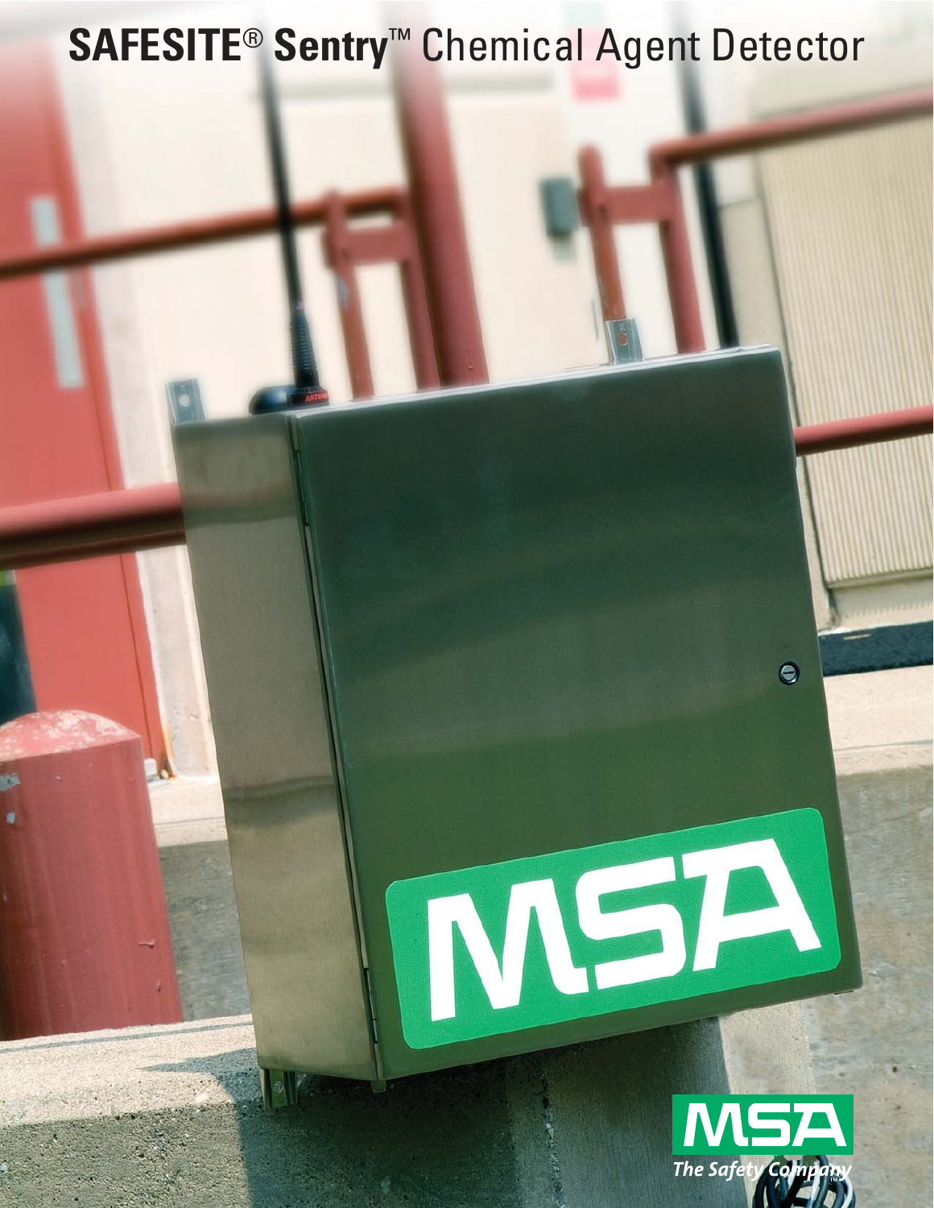# SAFESITE® Sentry™ Chemical Agent Detector

MSA

The Safety Company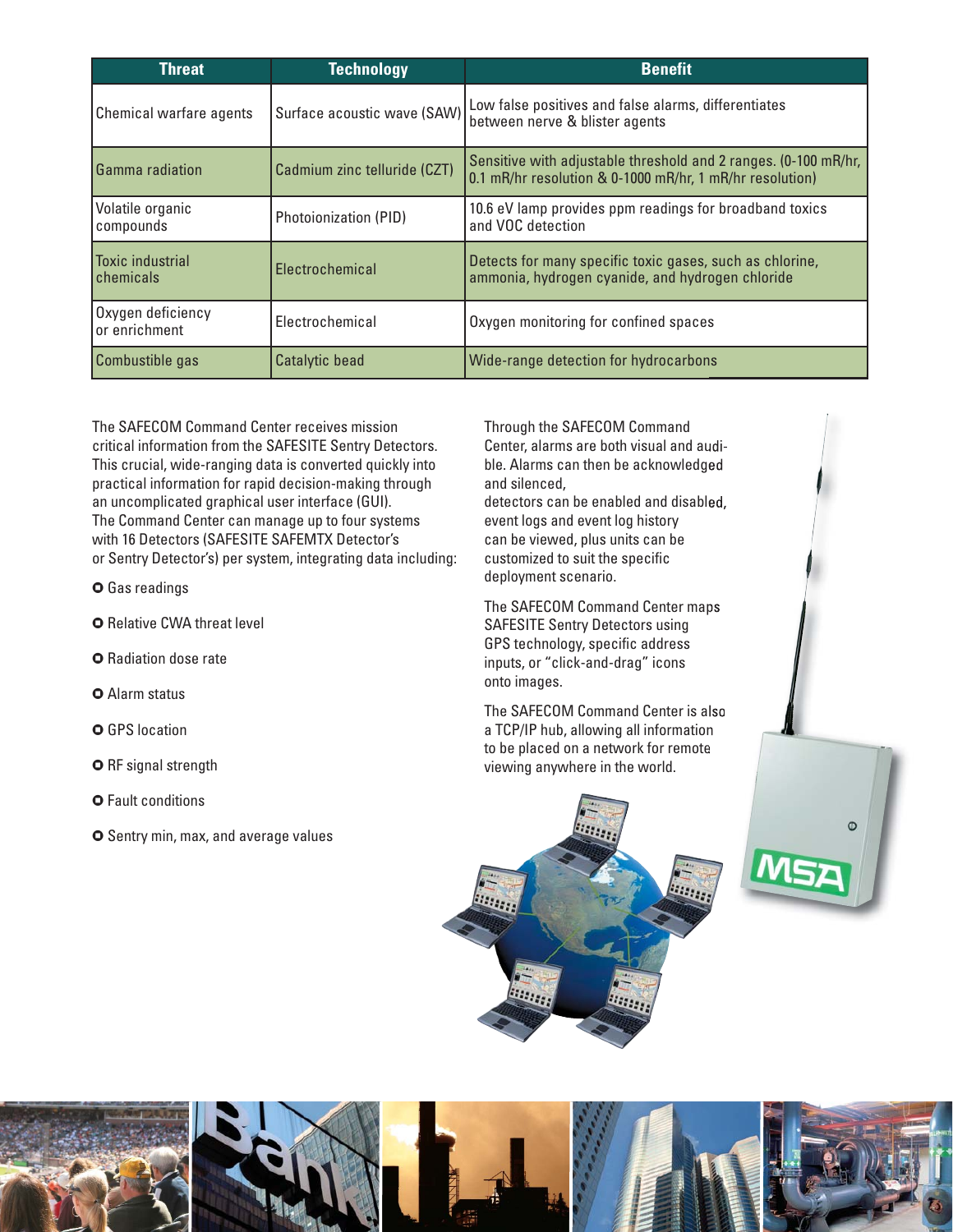| Threat | Technology | Benefit |
| --- | --- | --- |
| Chemical warfare agents | Surface acoustic wave (SAW) | Low false positives and false alarms, differentiates between nerve & blister agents |
| Gamma radiation | Cadmium zinc telluride (CZT) | Sensitive with adjustable threshold and 2 ranges. (0-100 mR/hr, 0.1 mR/hr resolution & 0-1000 mR/hr, 1 mR/hr resolution) |
| Volatile organic compounds | Photoionization (PID) | 10.6 eV lamp provides ppm readings for broadband toxics and VOC detection |
| Toxic industrial chemicals | Electrochemical | Detects for many specific toxic gases, such as chlorine, ammonia, hydrogen cyanide, and hydrogen chloride |
| Oxygen deficiency or enrichment | Electrochemical | Oxygen monitoring for confined spaces |
| Combustible gas | Catalytic bead | Wide-range detection for hydrocarbons |

The SAFECOM Command Center receives mission critical information from the SAFESITE Sentry Detectors. This crucial, wide-ranging data is converted quickly into practical information for rapid decision-making through an uncomplicated graphical user interface (GUI). The Command Center can manage up to four systems with 16 Detectors (SAFESITE SAFEMTX Detector's or Sentry Detector's) per system, integrating data including:

- Gas readings
- Relative CWA threat level
- Radiation dose rate
- Alarm status
- GPS location
- RF signal strength
- Fault conditions
- Sentry min, max, and average values

Through the SAFECOM Command Center, alarms are both visual and audible. Alarms can then be acknowledged and silenced, detectors can be enabled and disabled, event logs and event log history can be viewed, plus units can be customized to suit the specific deployment scenario.

The SAFECOM Command Center maps SAFESITE Sentry Detectors using GPS technology, specific address inputs, or "click-and-drag" icons onto images.

The SAFECOM Command Center is also a TCP/IP hub, allowing all information to be placed on a network for remote viewing anywhere in the world.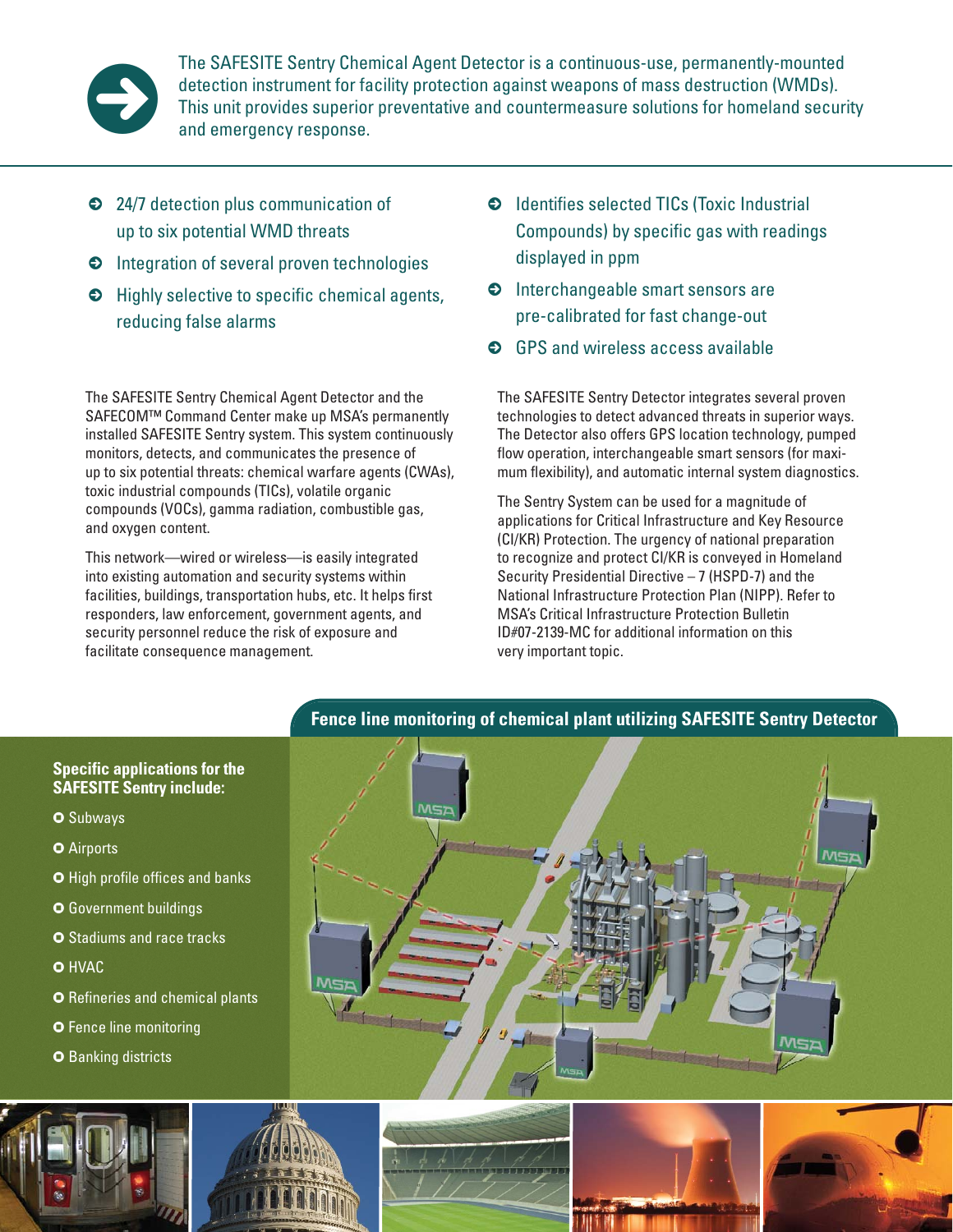The SAFESITE Sentry Chemical Agent Detector is a continuous-use, permanently-mounted detection instrument for facility protection against weapons of mass destruction (WMDs). This unit provides superior preventative and countermeasure solutions for homeland security and emergency response.

- 24/7 detection plus communication of up to six potential WMD threats
- Integration of several proven technologies
- Highly selective to specific chemical agents, reducing false alarms
- Identifies selected TICs (Toxic Industrial Compounds) by specific gas with readings displayed in ppm
- Interchangeable smart sensors are pre-calibrated for fast change-out
- GPS and wireless access available

The SAFESITE Sentry Chemical Agent Detector and the SAFECOM™ Command Center make up MSA's permanently installed SAFESITE Sentry system. This system continuously monitors, detects, and communicates the presence of up to six potential threats: chemical warfare agents (CWAs), toxic industrial compounds (TICs), volatile organic compounds (VOCs), gamma radiation, combustible gas, and oxygen content.

This network—wired or wireless—is easily integrated into existing automation and security systems within facilities, buildings, transportation hubs, etc. It helps first responders, law enforcement, government agents, and security personnel reduce the risk of exposure and facilitate consequence management.

The SAFESITE Sentry Detector integrates several proven technologies to detect advanced threats in superior ways. The Detector also offers GPS location technology, pumped flow operation, interchangeable smart sensors (for maximum flexibility), and automatic internal system diagnostics.

The Sentry System can be used for a magnitude of applications for Critical Infrastructure and Key Resource (CI/KR) Protection. The urgency of national preparation to recognize and protect CI/KR is conveyed in Homeland Security Presidential Directive – 7 (HSPD-7) and the National Infrastructure Protection Plan (NIPP). Refer to MSA's Critical Infrastructure Protection Bulletin ID#07-2139-MC for additional information on this very important topic.

**Specific applications for the SAFESITE Sentry include:**

- Subways
- Airports
- High profile offices and banks
- Government buildings
- Stadiums and race tracks
- HVAC
- Refineries and chemical plants
- Fence line monitoring
- Banking districts

**Fence line monitoring of chemical plant utilizing SAFESITE Sentry Detector**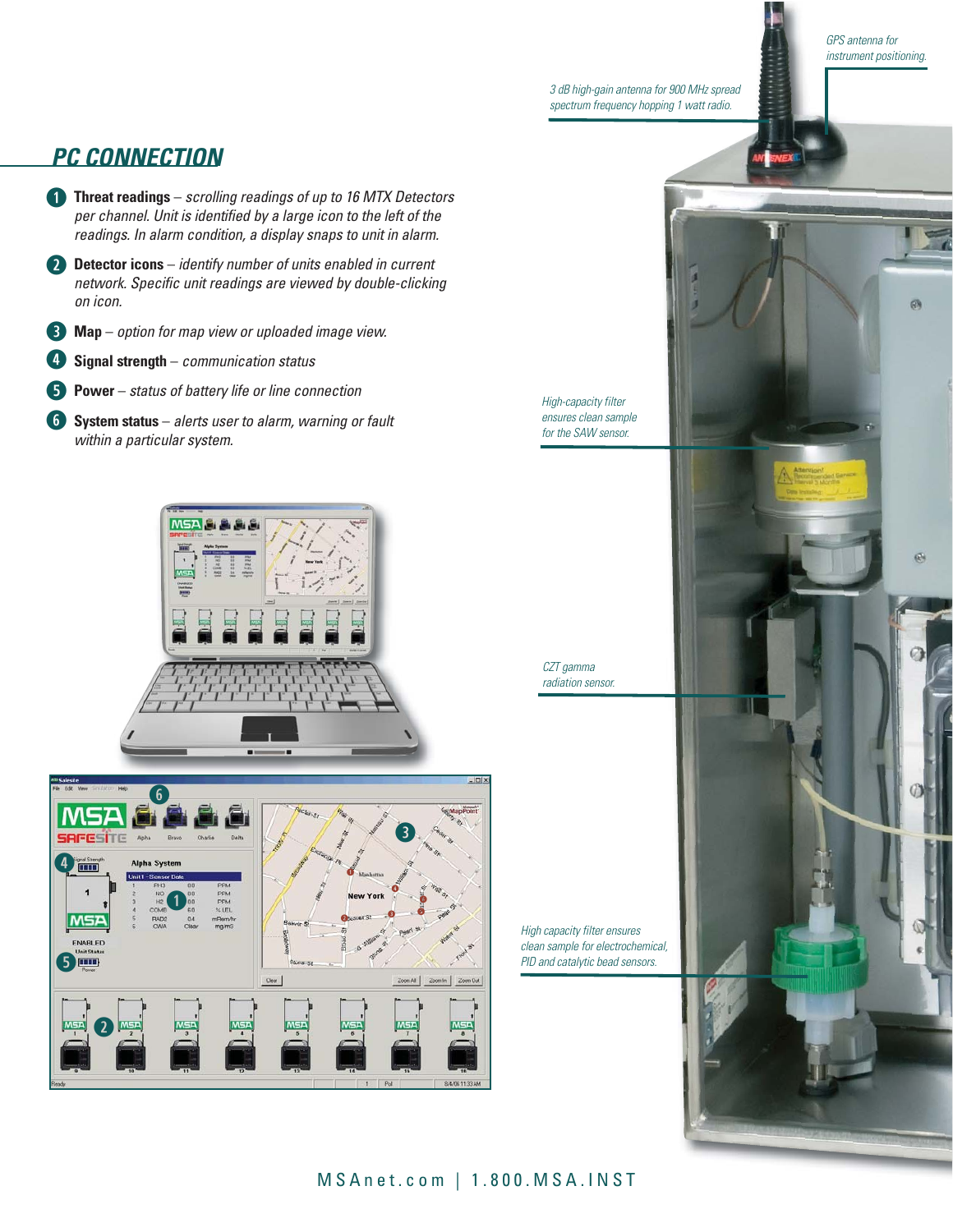## PC CONNECTION

1. **Threat readings** – *scrolling readings of up to 16 MTX Detectors per channel. Unit is identified by a large icon to the left of the readings. In alarm condition, a display snaps to unit in alarm.*
2. **Detector icons** – *identify number of units enabled in current network. Specific unit readings are viewed by double-clicking on icon.*
3. **Map** – *option for map view or uploaded image view.*
4. **Signal strength** – *communication status*
5. **Power** – *status of battery life or line connection*
6. **System status** – *alerts user to alarm, warning or fault within a particular system.*

*GPS antenna for instrument positioning.*

*3 dB high-gain antenna for 900 MHz spread spectrum frequency hopping 1 watt radio.*

*High-capacity filter ensures clean sample for the SAW sensor.*

*CZT gamma radiation sensor.*

*High capacity filter ensures clean sample for electrochemical, PID and catalytic bead sensors.*

MSAnet.com | 1.800.MSA.INST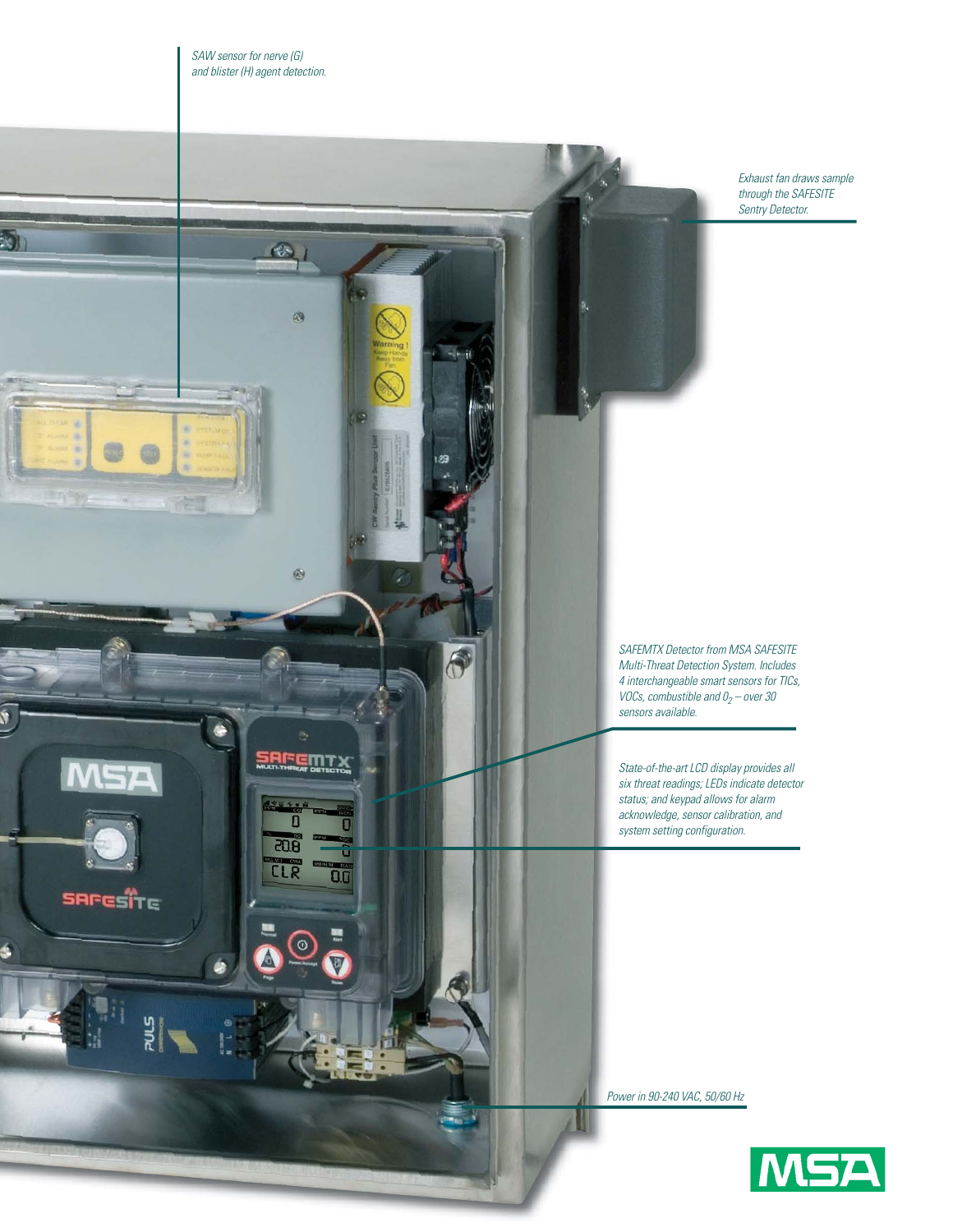*SAW sensor for nerve (G) and blister (H) agent detection.*

*Exhaust fan draws sample through the SAFESITE Sentry Detector.*

*SAFEMTX Detector from MSA SAFESITE Multi-Threat Detection System. Includes 4 interchangeable smart sensors for TICs, VOCs, combustible and $0_2$ – over 30 sensors available.*

*State-of-the-art LCD display provides all six threat readings; LEDs indicate detector status; and keypad allows for alarm acknowledge, sensor calibration, and system setting configuration.*

*Power in 90-240 VAC, 50/60 Hz*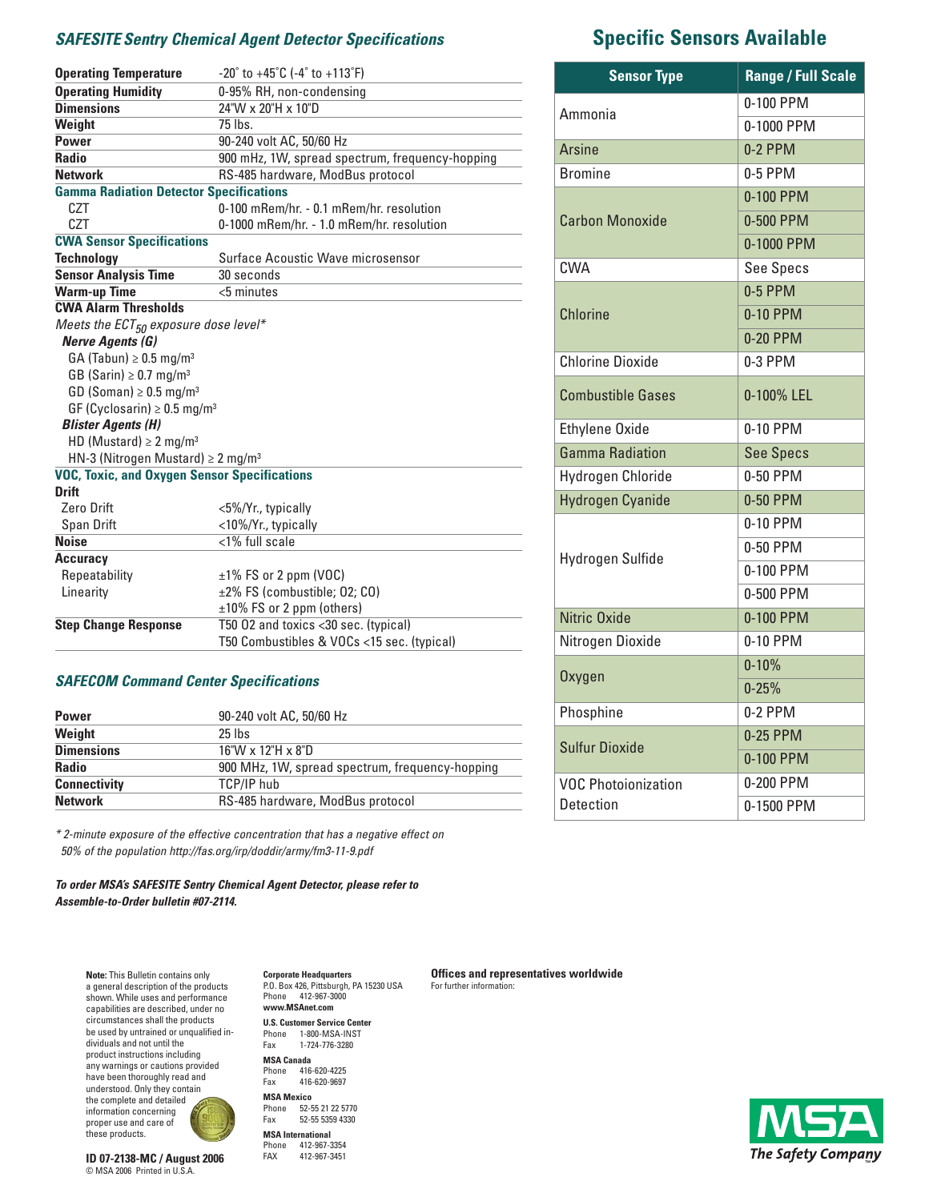## *SAFESITE Sentry Chemical Agent Detector Specifications*

| | |
|---|---|
| **Operating Temperature** | -20˚ to +45˚C (-4˚ to +113˚F) |
| **Operating Humidity** | 0-95% RH, non-condensing |
| **Dimensions** | 24"W x 20"H x 10"D |
| **Weight** | 75 lbs. |
| **Power** | 90-240 volt AC, 50/60 Hz |
| **Radio** | 900 mHz, 1W, spread spectrum, frequency-hopping |
| **Network** | RS-485 hardware, ModBus protocol |
| **Gamma Radiation Detector Specifications** | |
| CZT | 0-100 mRem/hr. - 0.1 mRem/hr. resolution |
| CZT | 0-1000 mRem/hr. - 1.0 mRem/hr. resolution |
| **CWA Sensor Specifications** | |
| **Technology** | Surface Acoustic Wave microsensor |
| **Sensor Analysis Time** | 30 seconds |
| **Warm-up Time** | <5 minutes |

**CWA Alarm Thresholds**

*Meets the $ECT_{50}$ exposure dose level**

***Nerve Agents (G)***

- GA (Tabun) ≥ 0.5 mg/m$^3$
- GB (Sarin) ≥ 0.7 mg/m$^3$
- GD (Soman) ≥ 0.5 mg/m$^3$
- GF (Cyclosarin) ≥ 0.5 mg/m$^3$

***Blister Agents (H)***

- HD (Mustard) ≥ 2 mg/m$^3$
- HN-3 (Nitrogen Mustard) ≥ 2 mg/m$^3$

**VOC, Toxic, and Oxygen Sensor Specifications**

| | |
|---|---|
| **Drift** | |
| Zero Drift | <5%/Yr., typically |
| Span Drift | <10%/Yr., typically |
| **Noise** | <1% full scale |
| **Accuracy** | |
| Repeatability | ±1% FS or 2 ppm (VOC) |
| Linearity | ±2% FS (combustible; O2; CO) |
| | ±10% FS or 2 ppm (others) |
| **Step Change Response** | T50 O2 and toxics <30 sec. (typical) |
| | T50 Combustibles & VOCs <15 sec. (typical) |

## *SAFECOM Command Center Specifications*

| | |
|---|---|
| **Power** | 90-240 volt AC, 50/60 Hz |
| **Weight** | 25 lbs |
| **Dimensions** | 16"W x 12"H x 8"D |
| **Radio** | 900 MHz, 1W, spread spectrum, frequency-hopping |
| **Connectivity** | TCP/IP hub |
| **Network** | RS-485 hardware, ModBus protocol |

*\* 2-minute exposure of the effective concentration that has a negative effect on 50% of the population http://fas.org/irp/doddir/army/fm3-11-9.pdf*

***To order MSA's SAFESITE Sentry Chemical Agent Detector, please refer to Assemble-to-Order bulletin #07-2114.***

## Specific Sensors Available

| Sensor Type | Range / Full Scale |
|---|---|
| Ammonia | 0-100 PPM |
| | 0-1000 PPM |
| Arsine | 0-2 PPM |
| Bromine | 0-5 PPM |
| Carbon Monoxide | 0-100 PPM |
| | 0-500 PPM |
| | 0-1000 PPM |
| CWA | See Specs |
| Chlorine | 0-5 PPM |
| | 0-10 PPM |
| | 0-20 PPM |
| Chlorine Dioxide | 0-3 PPM |
| Combustible Gases | 0-100% LEL |
| Ethylene Oxide | 0-10 PPM |
| Gamma Radiation | See Specs |
| Hydrogen Chloride | 0-50 PPM |
| Hydrogen Cyanide | 0-50 PPM |
| Hydrogen Sulfide | 0-10 PPM |
| | 0-50 PPM |
| | 0-100 PPM |
| | 0-500 PPM |
| Nitric Oxide | 0-100 PPM |
| Nitrogen Dioxide | 0-10 PPM |
| Oxygen | 0-10% |
| | 0-25% |
| Phosphine | 0-2 PPM |
| Sulfur Dioxide | 0-25 PPM |
| | 0-100 PPM |
| VOC Photoionization Detection | 0-200 PPM |
| | 0-1500 PPM |

**Note:** This Bulletin contains only a general description of the products shown. While uses and performance capabilities are described, under no circumstances shall the products be used by untrained or unqualified individuals and not until the product instructions including any warnings or cautions provided have been thoroughly read and understood. Only they contain the complete and detailed information concerning proper use and care of these products.

**ID 07-2138-MC / August 2006**
© MSA 2006 Printed in U.S.A.

**Corporate Headquarters**
P.O. Box 426, Pittsburgh, PA 15230 USA
Phone 412-967-3000
**www.MSAnet.com**

**U.S. Customer Service Center**
Phone 1-800-MSA-INST
Fax 1-724-776-3280

**MSA Canada**
Phone 416-620-4225
Fax 416-620-9697

**MSA Mexico**
Phone 52-55 21 22 5770
Fax 52-55 5359 4330

**MSA International**
Phone 412-967-3354
FAX 412-967-3451

**Offices and representatives worldwide**
For further information:

MSA
The Safety Company